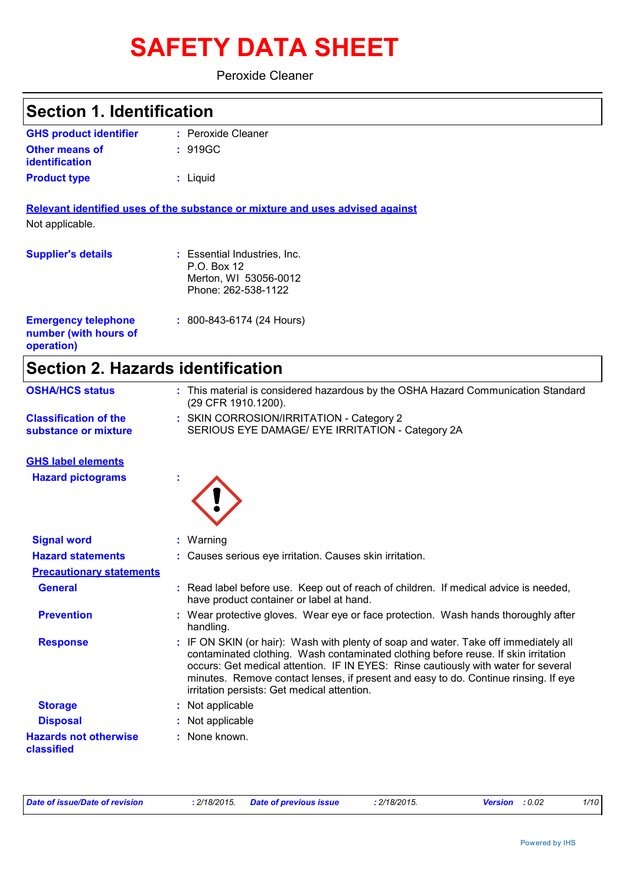# SAFETY DATA SHEET

Peroxide Cleaner

## Section 1. Identification

| | | |
|---|---|---|
| **GHS product identifier** | : | Peroxide Cleaner |
| **Other means of identification** | : | 919GC |
| **Product type** | : | Liquid |

**Relevant identified uses of the substance or mixture and uses advised against**

Not applicable.

| | | |
|---|---|---|
| **Supplier's details** | : | Essential Industries, Inc.<br>P.O. Box 12<br>Merton, WI 53056-0012<br>Phone: 262-538-1122 |
| **Emergency telephone number (with hours of operation)** | : | 800-843-6174 (24 Hours) |

## Section 2. Hazards identification

| | | |
|---|---|---|
| **OSHA/HCS status** | : | This material is considered hazardous by the OSHA Hazard Communication Standard (29 CFR 1910.1200). |
| **Classification of the substance or mixture** | : | SKIN CORROSION/IRRITATION - Category 2<br>SERIOUS EYE DAMAGE/ EYE IRRITATION - Category 2A |

**GHS label elements**

| | | |
|---|---|---|
| **Hazard pictograms** | : | |
| **Signal word** | : | Warning |
| **Hazard statements** | : | Causes serious eye irritation. Causes skin irritation. |

**Precautionary statements**

| | | |
|---|---|---|
| **General** | : | Read label before use. Keep out of reach of children. If medical advice is needed, have product container or label at hand. |
| **Prevention** | : | Wear protective gloves. Wear eye or face protection. Wash hands thoroughly after handling. |
| **Response** | : | IF ON SKIN (or hair): Wash with plenty of soap and water. Take off immediately all contaminated clothing. Wash contaminated clothing before reuse. If skin irritation occurs: Get medical attention. IF IN EYES: Rinse cautiously with water for several minutes. Remove contact lenses, if present and easy to do. Continue rinsing. If eye irritation persists: Get medical attention. |
| **Storage** | : | Not applicable |
| **Disposal** | : | Not applicable |
| **Hazards not otherwise classified** | : | None known. |

*Date of issue/Date of revision* : 2/18/2015. *Date of previous issue* : 2/18/2015. *Version* : 0.02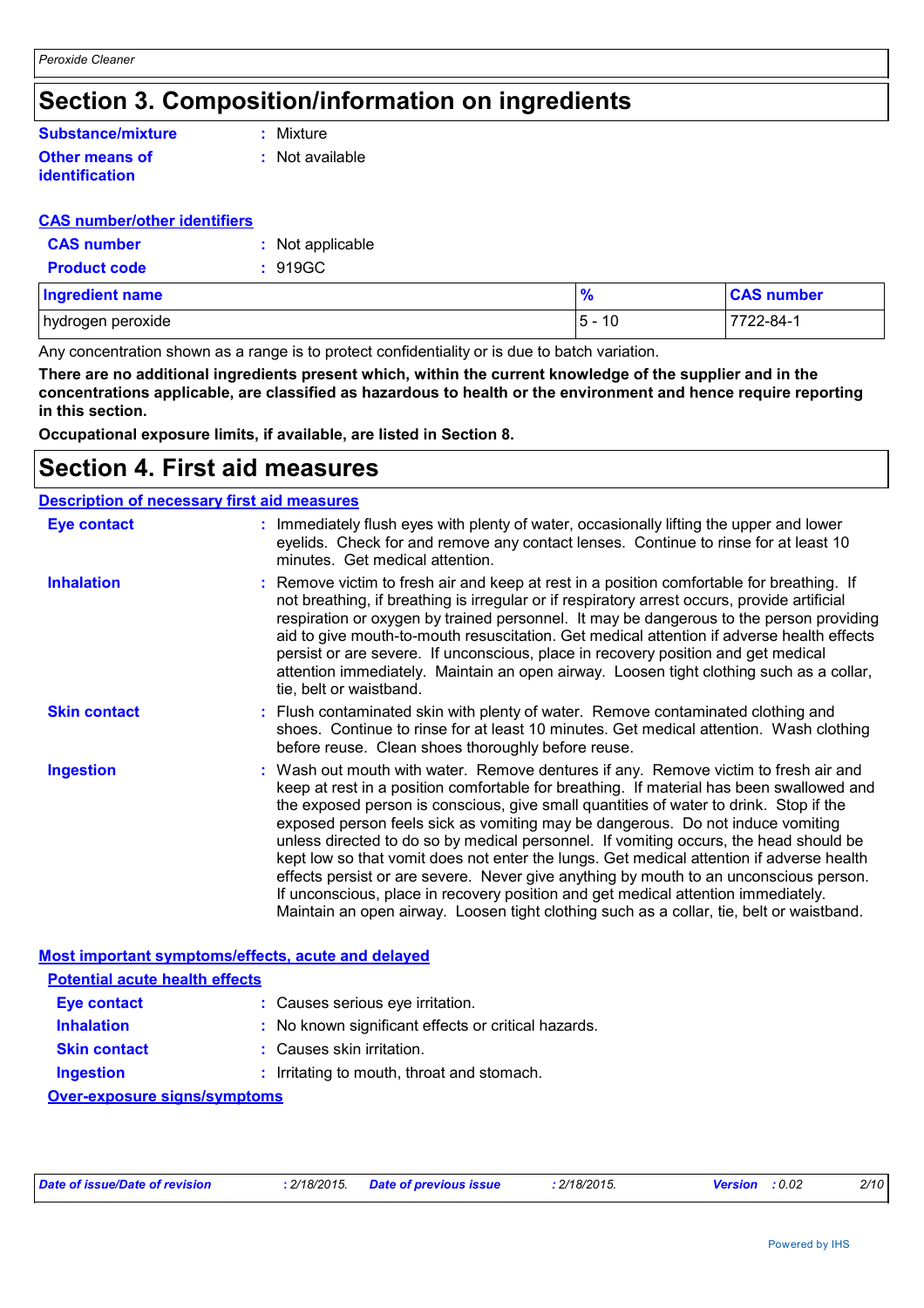# Section 3. Composition/information on ingredients

**Substance/mixture** : Mixture

**Other means of identification** : Not available

**CAS number/other identifiers**

**CAS number** : Not applicable

**Product code** : 919GC

| Ingredient name | % | CAS number |
|---|---|---|
| hydrogen peroxide | 5 - 10 | 7722-84-1 |

Any concentration shown as a range is to protect confidentiality or is due to batch variation.

**There are no additional ingredients present which, within the current knowledge of the supplier and in the concentrations applicable, are classified as hazardous to health or the environment and hence require reporting in this section.**

**Occupational exposure limits, if available, are listed in Section 8.**

# Section 4. First aid measures

**Description of necessary first aid measures**

**Eye contact** : Immediately flush eyes with plenty of water, occasionally lifting the upper and lower eyelids. Check for and remove any contact lenses. Continue to rinse for at least 10 minutes. Get medical attention.

**Inhalation** : Remove victim to fresh air and keep at rest in a position comfortable for breathing. If not breathing, if breathing is irregular or if respiratory arrest occurs, provide artificial respiration or oxygen by trained personnel. It may be dangerous to the person providing aid to give mouth-to-mouth resuscitation. Get medical attention if adverse health effects persist or are severe. If unconscious, place in recovery position and get medical attention immediately. Maintain an open airway. Loosen tight clothing such as a collar, tie, belt or waistband.

**Skin contact** : Flush contaminated skin with plenty of water. Remove contaminated clothing and shoes. Continue to rinse for at least 10 minutes. Get medical attention. Wash clothing before reuse. Clean shoes thoroughly before reuse.

**Ingestion** : Wash out mouth with water. Remove dentures if any. Remove victim to fresh air and keep at rest in a position comfortable for breathing. If material has been swallowed and the exposed person is conscious, give small quantities of water to drink. Stop if the exposed person feels sick as vomiting may be dangerous. Do not induce vomiting unless directed to do so by medical personnel. If vomiting occurs, the head should be kept low so that vomit does not enter the lungs. Get medical attention if adverse health effects persist or are severe. Never give anything by mouth to an unconscious person. If unconscious, place in recovery position and get medical attention immediately. Maintain an open airway. Loosen tight clothing such as a collar, tie, belt or waistband.

**Most important symptoms/effects, acute and delayed**

**Potential acute health effects**

**Eye contact** : Causes serious eye irritation.

**Inhalation** : No known significant effects or critical hazards.

**Skin contact** : Causes skin irritation.

**Ingestion** : Irritating to mouth, throat and stomach.

**Over-exposure signs/symptoms**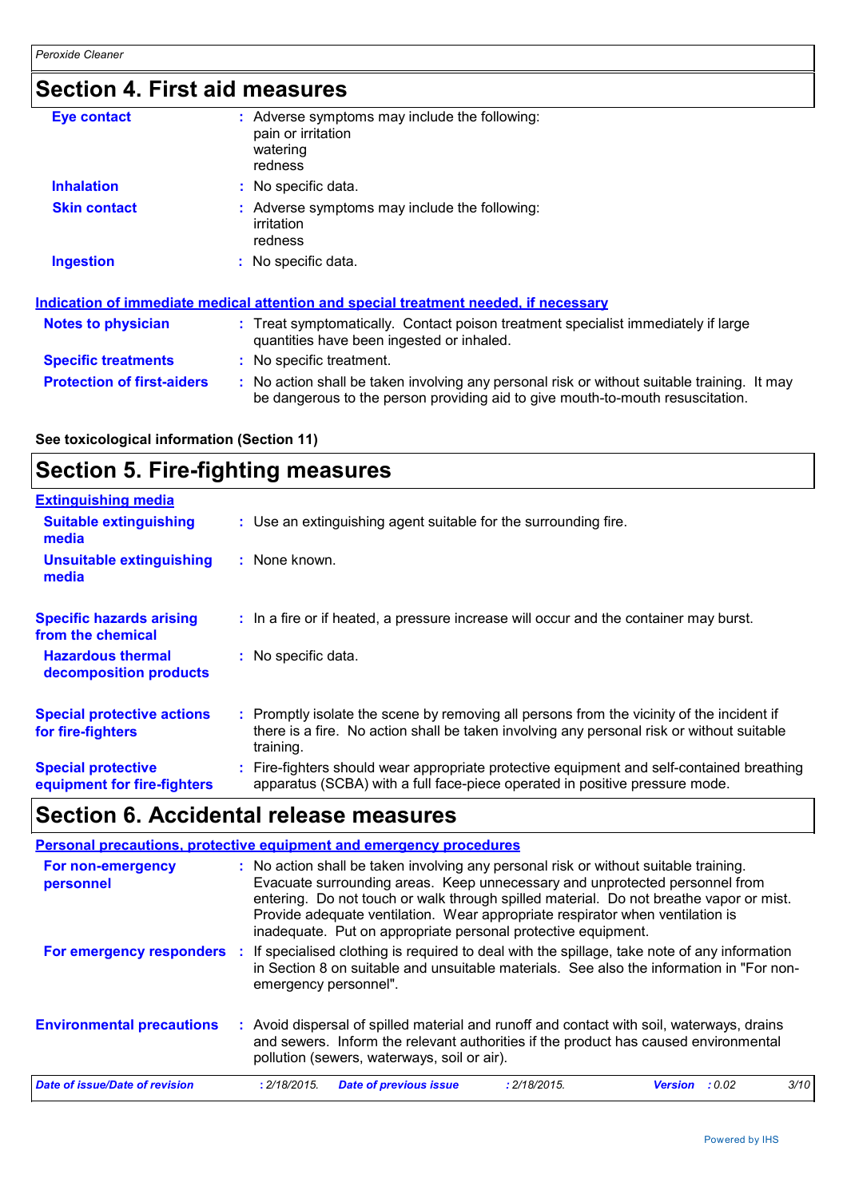## Section 4. First aid measures

| | |
|---|---|
| **Eye contact** | : Adverse symptoms may include the following:<br>pain or irritation<br>watering<br>redness |
| **Inhalation** | : No specific data. |
| **Skin contact** | : Adverse symptoms may include the following:<br>irritation<br>redness |
| **Ingestion** | : No specific data. |

### Indication of immediate medical attention and special treatment needed, if necessary

| | |
|---|---|
| **Notes to physician** | : Treat symptomatically. Contact poison treatment specialist immediately if large quantities have been ingested or inhaled. |
| **Specific treatments** | : No specific treatment. |
| **Protection of first-aiders** | : No action shall be taken involving any personal risk or without suitable training. It may be dangerous to the person providing aid to give mouth-to-mouth resuscitation. |

**See toxicological information (Section 11)**

## Section 5. Fire-fighting measures

### Extinguishing media

| | |
|---|---|
| **Suitable extinguishing media** | : Use an extinguishing agent suitable for the surrounding fire. |
| **Unsuitable extinguishing media** | : None known. |
| **Specific hazards arising from the chemical** | : In a fire or if heated, a pressure increase will occur and the container may burst. |
| **Hazardous thermal decomposition products** | : No specific data. |
| **Special protective actions for fire-fighters** | : Promptly isolate the scene by removing all persons from the vicinity of the incident if there is a fire. No action shall be taken involving any personal risk or without suitable training. |
| **Special protective equipment for fire-fighters** | : Fire-fighters should wear appropriate protective equipment and self-contained breathing apparatus (SCBA) with a full face-piece operated in positive pressure mode. |

## Section 6. Accidental release measures

### Personal precautions, protective equipment and emergency procedures

| | |
|---|---|
| **For non-emergency personnel** | : No action shall be taken involving any personal risk or without suitable training. Evacuate surrounding areas. Keep unnecessary and unprotected personnel from entering. Do not touch or walk through spilled material. Do not breathe vapor or mist. Provide adequate ventilation. Wear appropriate respirator when ventilation is inadequate. Put on appropriate personal protective equipment. |
| **For emergency responders** | : If specialised clothing is required to deal with the spillage, take note of any information in Section 8 on suitable and unsuitable materials. See also the information in "For non-emergency personnel". |
| **Environmental precautions** | : Avoid dispersal of spilled material and runoff and contact with soil, waterways, drains and sewers. Inform the relevant authorities if the product has caused environmental pollution (sewers, waterways, soil or air). |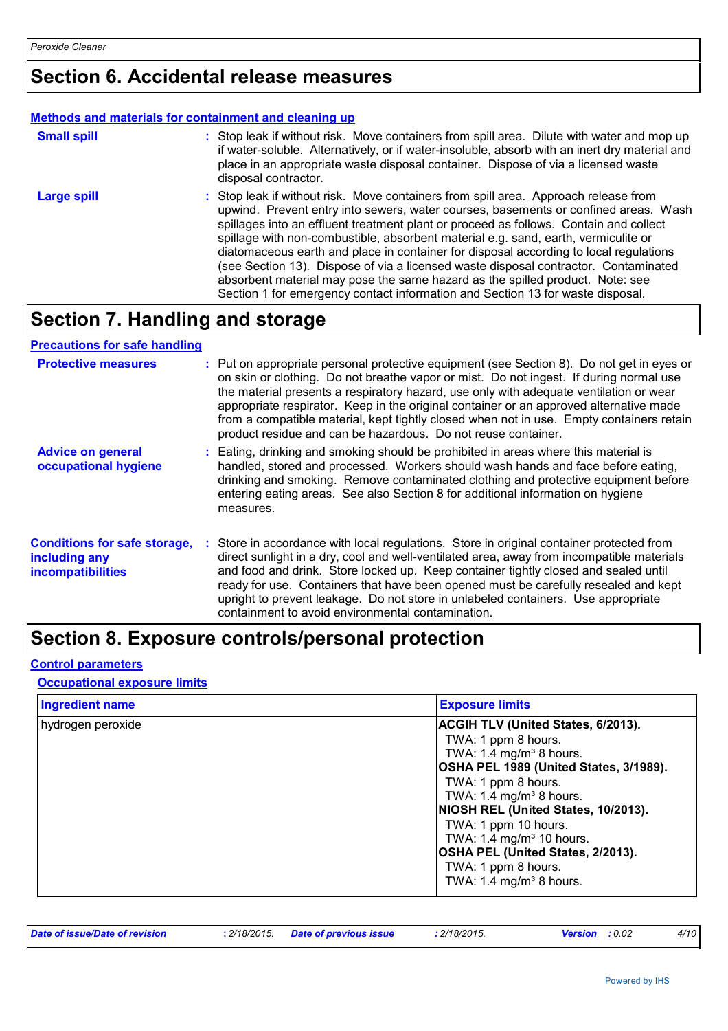# Section 6. Accidental release measures

### Methods and materials for containment and cleaning up

**Small spill** : Stop leak if without risk. Move containers from spill area. Dilute with water and mop up if water-soluble. Alternatively, or if water-insoluble, absorb with an inert dry material and place in an appropriate waste disposal container. Dispose of via a licensed waste disposal contractor.

**Large spill** : Stop leak if without risk. Move containers from spill area. Approach release from upwind. Prevent entry into sewers, water courses, basements or confined areas. Wash spillages into an effluent treatment plant or proceed as follows. Contain and collect spillage with non-combustible, absorbent material e.g. sand, earth, vermiculite or diatomaceous earth and place in container for disposal according to local regulations (see Section 13). Dispose of via a licensed waste disposal contractor. Contaminated absorbent material may pose the same hazard as the spilled product. Note: see Section 1 for emergency contact information and Section 13 for waste disposal.

# Section 7. Handling and storage

### Precautions for safe handling

**Protective measures** : Put on appropriate personal protective equipment (see Section 8). Do not get in eyes or on skin or clothing. Do not breathe vapor or mist. Do not ingest. If during normal use the material presents a respiratory hazard, use only with adequate ventilation or wear appropriate respirator. Keep in the original container or an approved alternative made from a compatible material, kept tightly closed when not in use. Empty containers retain product residue and can be hazardous. Do not reuse container.

**Advice on general occupational hygiene** : Eating, drinking and smoking should be prohibited in areas where this material is handled, stored and processed. Workers should wash hands and face before eating, drinking and smoking. Remove contaminated clothing and protective equipment before entering eating areas. See also Section 8 for additional information on hygiene measures.

**Conditions for safe storage, including any incompatibilities** : Store in accordance with local regulations. Store in original container protected from direct sunlight in a dry, cool and well-ventilated area, away from incompatible materials and food and drink. Store locked up. Keep container tightly closed and sealed until ready for use. Containers that have been opened must be carefully resealed and kept upright to prevent leakage. Do not store in unlabeled containers. Use appropriate containment to avoid environmental contamination.

# Section 8. Exposure controls/personal protection

### Control parameters

#### Occupational exposure limits

| Ingredient name | Exposure limits |
|---|---|
| hydrogen peroxide | **ACGIH TLV (United States, 6/2013).**<br>TWA: 1 ppm 8 hours.<br>TWA: 1.4 mg/m³ 8 hours.<br>**OSHA PEL 1989 (United States, 3/1989).**<br>TWA: 1 ppm 8 hours.<br>TWA: 1.4 mg/m³ 8 hours.<br>**NIOSH REL (United States, 10/2013).**<br>TWA: 1 ppm 10 hours.<br>TWA: 1.4 mg/m³ 10 hours.<br>**OSHA PEL (United States, 2/2013).**<br>TWA: 1 ppm 8 hours.<br>TWA: 1.4 mg/m³ 8 hours. |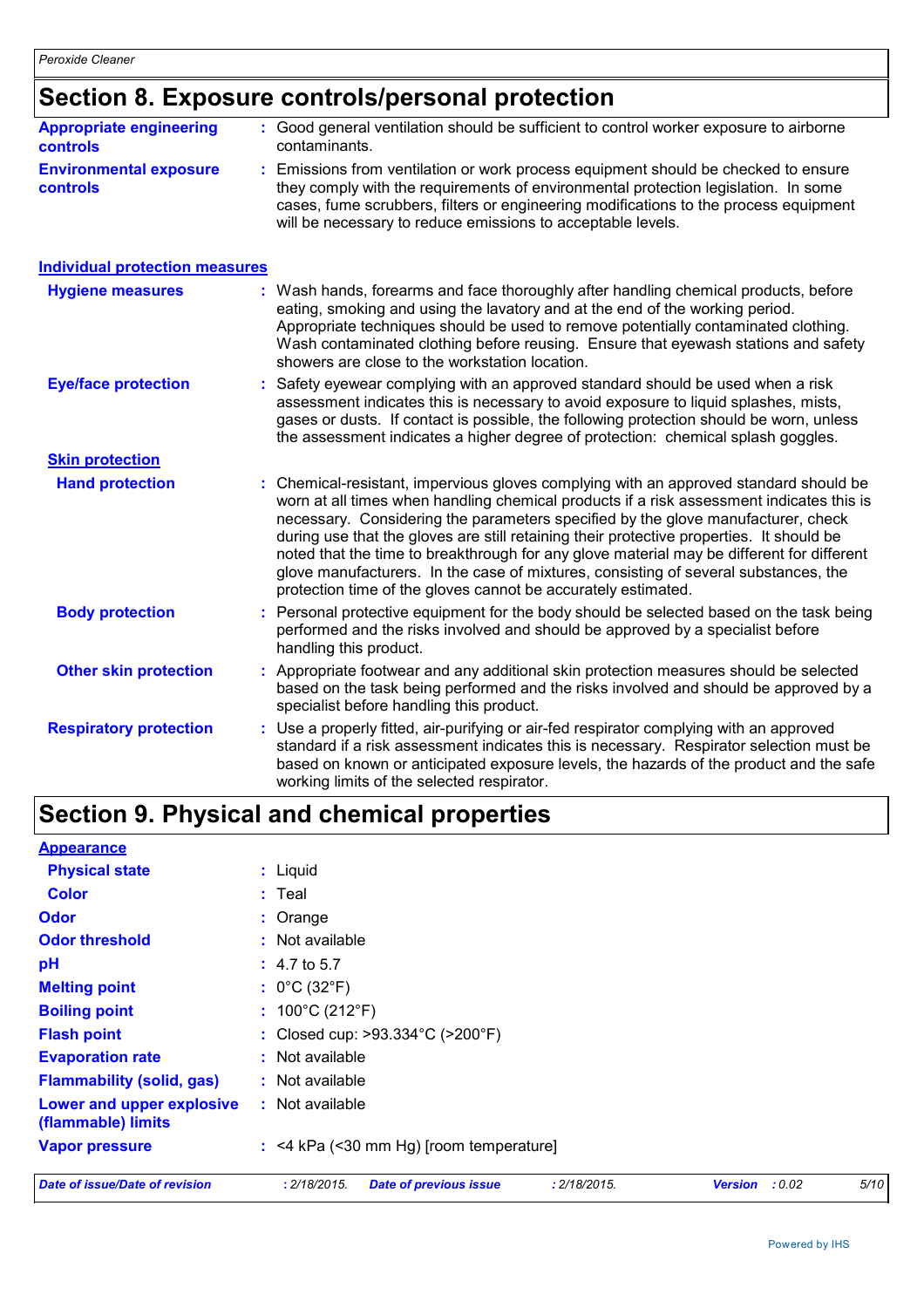## Section 8. Exposure controls/personal protection

**Appropriate engineering controls** : Good general ventilation should be sufficient to control worker exposure to airborne contaminants.

**Environmental exposure controls** : Emissions from ventilation or work process equipment should be checked to ensure they comply with the requirements of environmental protection legislation. In some cases, fume scrubbers, filters or engineering modifications to the process equipment will be necessary to reduce emissions to acceptable levels.

### Individual protection measures

**Hygiene measures** : Wash hands, forearms and face thoroughly after handling chemical products, before eating, smoking and using the lavatory and at the end of the working period. Appropriate techniques should be used to remove potentially contaminated clothing. Wash contaminated clothing before reusing. Ensure that eyewash stations and safety showers are close to the workstation location.

**Eye/face protection** : Safety eyewear complying with an approved standard should be used when a risk assessment indicates this is necessary to avoid exposure to liquid splashes, mists, gases or dusts. If contact is possible, the following protection should be worn, unless the assessment indicates a higher degree of protection: chemical splash goggles.

**Skin protection**

**Hand protection** : Chemical-resistant, impervious gloves complying with an approved standard should be worn at all times when handling chemical products if a risk assessment indicates this is necessary. Considering the parameters specified by the glove manufacturer, check during use that the gloves are still retaining their protective properties. It should be noted that the time to breakthrough for any glove material may be different for different glove manufacturers. In the case of mixtures, consisting of several substances, the protection time of the gloves cannot be accurately estimated.

**Body protection** : Personal protective equipment for the body should be selected based on the task being performed and the risks involved and should be approved by a specialist before handling this product.

**Other skin protection** : Appropriate footwear and any additional skin protection measures should be selected based on the task being performed and the risks involved and should be approved by a specialist before handling this product.

**Respiratory protection** : Use a properly fitted, air-purifying or air-fed respirator complying with an approved standard if a risk assessment indicates this is necessary. Respirator selection must be based on known or anticipated exposure levels, the hazards of the product and the safe working limits of the selected respirator.

## Section 9. Physical and chemical properties

**Appearance**

**Physical state** : Liquid

**Color** : Teal

**Odor** : Orange

**Odor threshold** : Not available

**pH** : 4.7 to 5.7

**Melting point** : 0°C (32°F)

**Boiling point** : 100°C (212°F)

**Flash point** : Closed cup: >93.334°C (>200°F)

**Evaporation rate** : Not available

**Flammability (solid, gas)** : Not available

**Lower and upper explosive (flammable) limits** : Not available

**Vapor pressure** : <4 kPa (<30 mm Hg) [room temperature]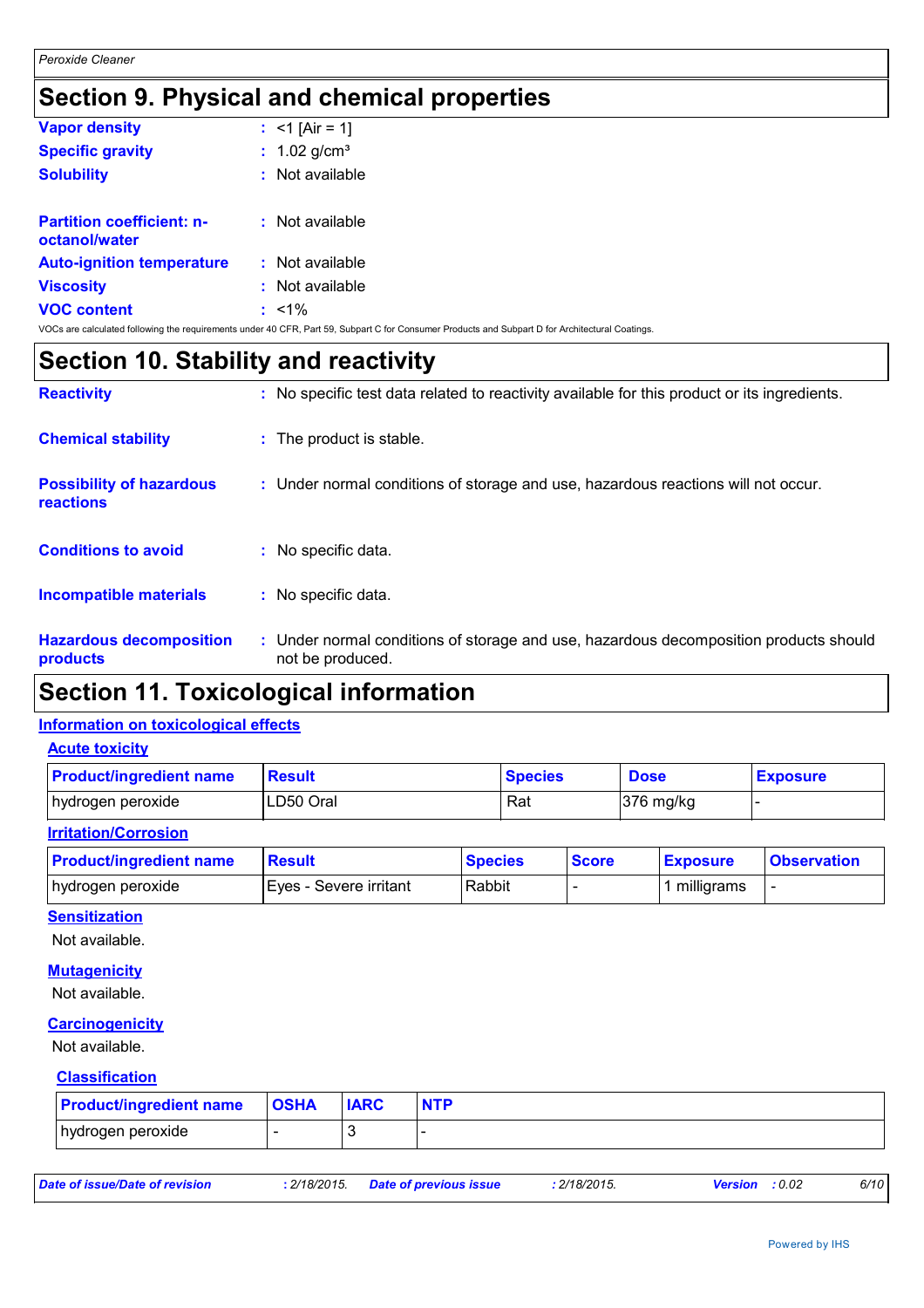# Section 9. Physical and chemical properties

| | |
|---|---|
| **Vapor density** | : <1 [Air = 1] |
| **Specific gravity** | : 1.02 g/cm³ |
| **Solubility** | : Not available |
| **Partition coefficient: n-octanol/water** | : Not available |
| **Auto-ignition temperature** | : Not available |
| **Viscosity** | : Not available |
| **VOC content** | : <1% |

VOCs are calculated following the requirements under 40 CFR, Part 59, Subpart C for Consumer Products and Subpart D for Architectural Coatings.

# Section 10. Stability and reactivity

| | |
|---|---|
| **Reactivity** | : No specific test data related to reactivity available for this product or its ingredients. |
| **Chemical stability** | : The product is stable. |
| **Possibility of hazardous reactions** | : Under normal conditions of storage and use, hazardous reactions will not occur. |
| **Conditions to avoid** | : No specific data. |
| **Incompatible materials** | : No specific data. |
| **Hazardous decomposition products** | : Under normal conditions of storage and use, hazardous decomposition products should not be produced. |

# Section 11. Toxicological information

## Information on toxicological effects

### Acute toxicity

| Product/ingredient name | Result | Species | Dose | Exposure |
|---|---|---|---|---|
| hydrogen peroxide | LD50 Oral | Rat | 376 mg/kg | - |

### Irritation/Corrosion

| Product/ingredient name | Result | Species | Score | Exposure | Observation |
|---|---|---|---|---|---|
| hydrogen peroxide | Eyes - Severe irritant | Rabbit | - | 1 milligrams | - |

### Sensitization

Not available.

### Mutagenicity

Not available.

### Carcinogenicity

Not available.

#### Classification

| Product/ingredient name | OSHA | IARC | NTP |
|---|---|---|---|
| hydrogen peroxide | - | 3 | - |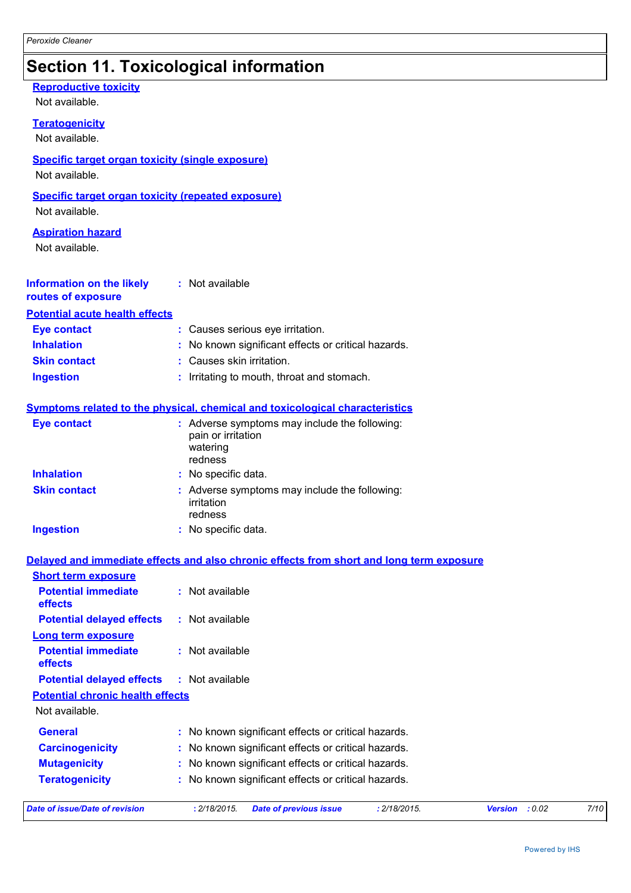## Section 11. Toxicological information

**Reproductive toxicity**

Not available.

**Teratogenicity**

Not available.

**Specific target organ toxicity (single exposure)**

Not available.

**Specific target organ toxicity (repeated exposure)**

Not available.

**Aspiration hazard**

Not available.

**Information on the likely routes of exposure** : Not available

**Potential acute health effects**

| | |
|---|---|
| **Eye contact** | : Causes serious eye irritation. |
| **Inhalation** | : No known significant effects or critical hazards. |
| **Skin contact** | : Causes skin irritation. |
| **Ingestion** | : Irritating to mouth, throat and stomach. |

**Symptoms related to the physical, chemical and toxicological characteristics**

| | |
|---|---|
| **Eye contact** | : Adverse symptoms may include the following:<br>pain or irritation<br>watering<br>redness |
| **Inhalation** | : No specific data. |
| **Skin contact** | : Adverse symptoms may include the following:<br>irritation<br>redness |
| **Ingestion** | : No specific data. |

**Delayed and immediate effects and also chronic effects from short and long term exposure**

**Short term exposure**

| | |
|---|---|
| **Potential immediate effects** | : Not available |
| **Potential delayed effects** | : Not available |

**Long term exposure**

| | |
|---|---|
| **Potential immediate effects** | : Not available |
| **Potential delayed effects** | : Not available |

**Potential chronic health effects**

Not available.

| | |
|---|---|
| **General** | : No known significant effects or critical hazards. |
| **Carcinogenicity** | : No known significant effects or critical hazards. |
| **Mutagenicity** | : No known significant effects or critical hazards. |
| **Teratogenicity** | : No known significant effects or critical hazards. |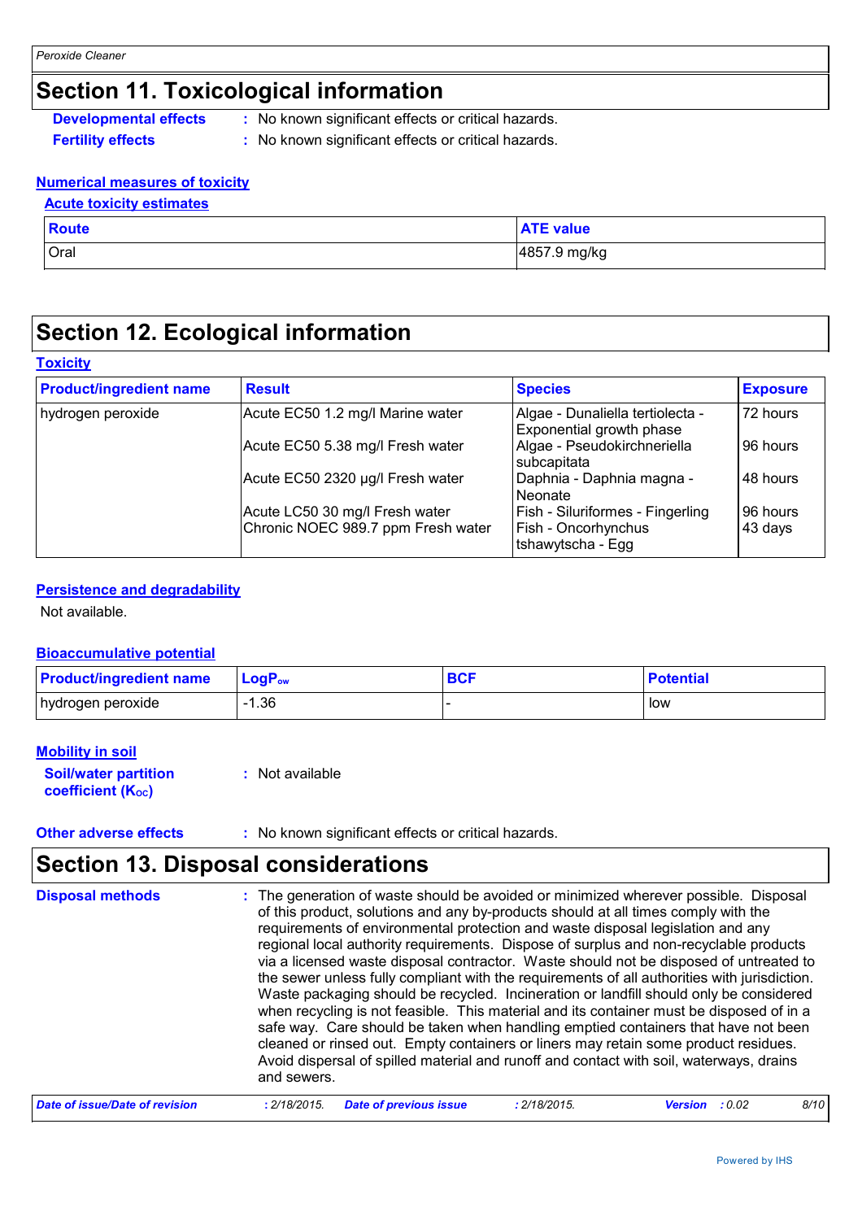## Section 11. Toxicological information

**Developmental effects** : No known significant effects or critical hazards.

**Fertility effects** : No known significant effects or critical hazards.

### Numerical measures of toxicity

#### Acute toxicity estimates

| Route | ATE value |
|---|---|
| Oral | 4857.9 mg/kg |

## Section 12. Ecological information

### Toxicity

| Product/ingredient name | Result | Species | Exposure |
|---|---|---|---|
| hydrogen peroxide | Acute EC50 1.2 mg/l Marine water | Algae - Dunaliella tertiolecta - Exponential growth phase | 72 hours |
| | Acute EC50 5.38 mg/l Fresh water | Algae - Pseudokirchneriella subcapitata | 96 hours |
| | Acute EC50 2320 µg/l Fresh water | Daphnia - Daphnia magna - Neonate | 48 hours |
| | Acute LC50 30 mg/l Fresh water | Fish - Siluriformes - Fingerling | 96 hours |
| | Chronic NOEC 989.7 ppm Fresh water | Fish - Oncorhynchus tshawytscha - Egg | 43 days |

### Persistence and degradability

Not available.

### Bioaccumulative potential

| Product/ingredient name | $LogP_{ow}$ | BCF | Potential |
|---|---|---|---|
| hydrogen peroxide | -1.36 | - | low |

### Mobility in soil

**Soil/water partition coefficient ($K_{OC}$)** : Not available

**Other adverse effects** : No known significant effects or critical hazards.

## Section 13. Disposal considerations

**Disposal methods** : The generation of waste should be avoided or minimized wherever possible. Disposal of this product, solutions and any by-products should at all times comply with the requirements of environmental protection and waste disposal legislation and any regional local authority requirements. Dispose of surplus and non-recyclable products via a licensed waste disposal contractor. Waste should not be disposed of untreated to the sewer unless fully compliant with the requirements of all authorities with jurisdiction. Waste packaging should be recycled. Incineration or landfill should only be considered when recycling is not feasible. This material and its container must be disposed of in a safe way. Care should be taken when handling emptied containers that have not been cleaned or rinsed out. Empty containers or liners may retain some product residues. Avoid dispersal of spilled material and runoff and contact with soil, waterways, drains and sewers.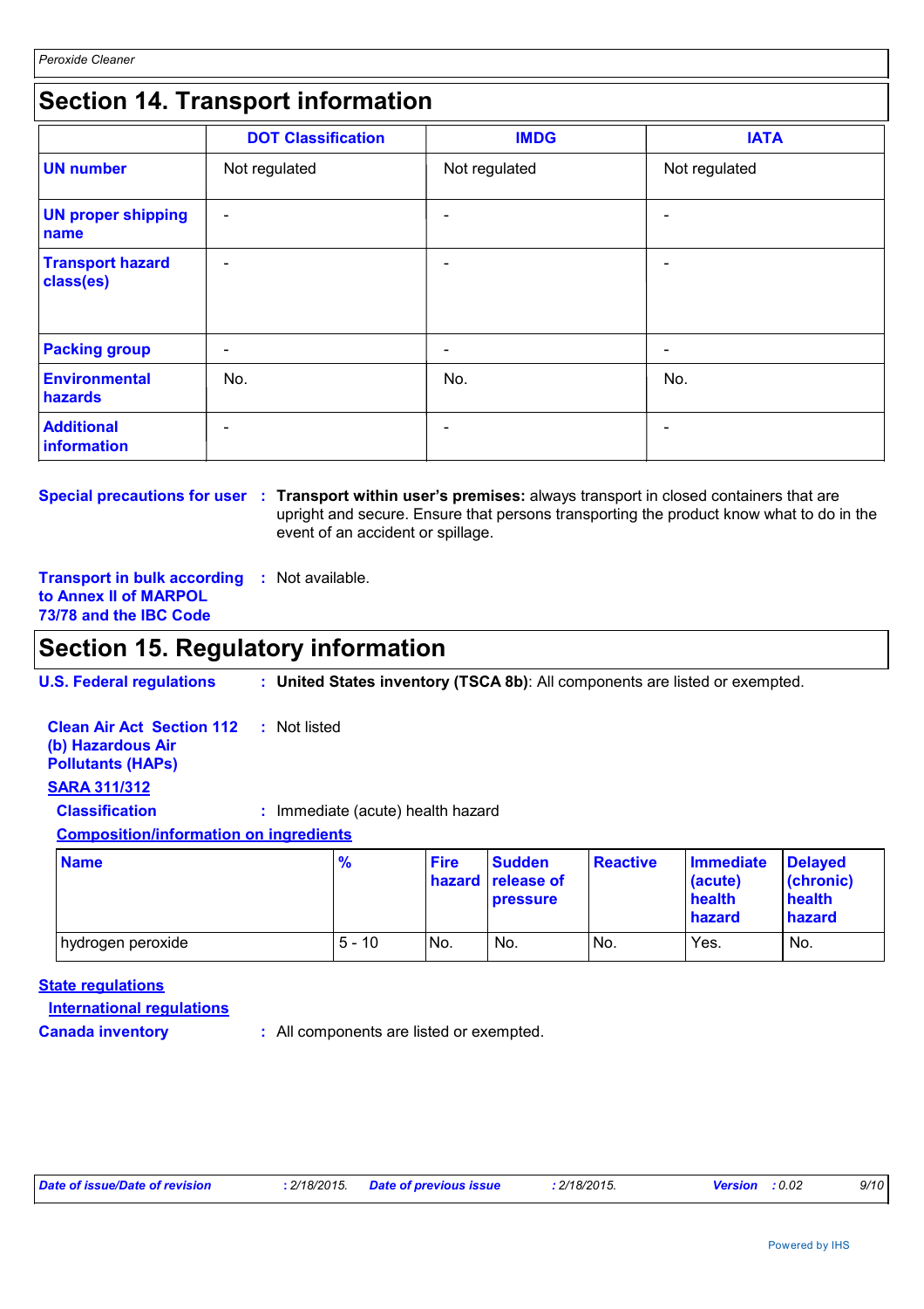## Section 14. Transport information

| | DOT Classification | IMDG | IATA |
|---|---|---|---|
| **UN number** | Not regulated | Not regulated | Not regulated |
| **UN proper shipping name** | - | - | - |
| **Transport hazard class(es)** | - | - | - |
| **Packing group** | - | - | - |
| **Environmental hazards** | No. | No. | No. |
| **Additional information** | - | - | - |

**Special precautions for user** : **Transport within user's premises:** always transport in closed containers that are upright and secure. Ensure that persons transporting the product know what to do in the event of an accident or spillage.

**Transport in bulk according to Annex II of MARPOL 73/78 and the IBC Code** : Not available.

## Section 15. Regulatory information

**U.S. Federal regulations** : **United States inventory (TSCA 8b)**: All components are listed or exempted.

**Clean Air Act Section 112 (b) Hazardous Air Pollutants (HAPs)** : Not listed

**SARA 311/312**

**Classification** : Immediate (acute) health hazard

**Composition/information on ingredients**

| Name | % | Fire hazard | Sudden release of pressure | Reactive | Immediate (acute) health hazard | Delayed (chronic) health hazard |
|---|---|---|---|---|---|---|
| hydrogen peroxide | 5 - 10 | No. | No. | No. | Yes. | No. |

**State regulations**

**International regulations**

**Canada inventory** : All components are listed or exempted.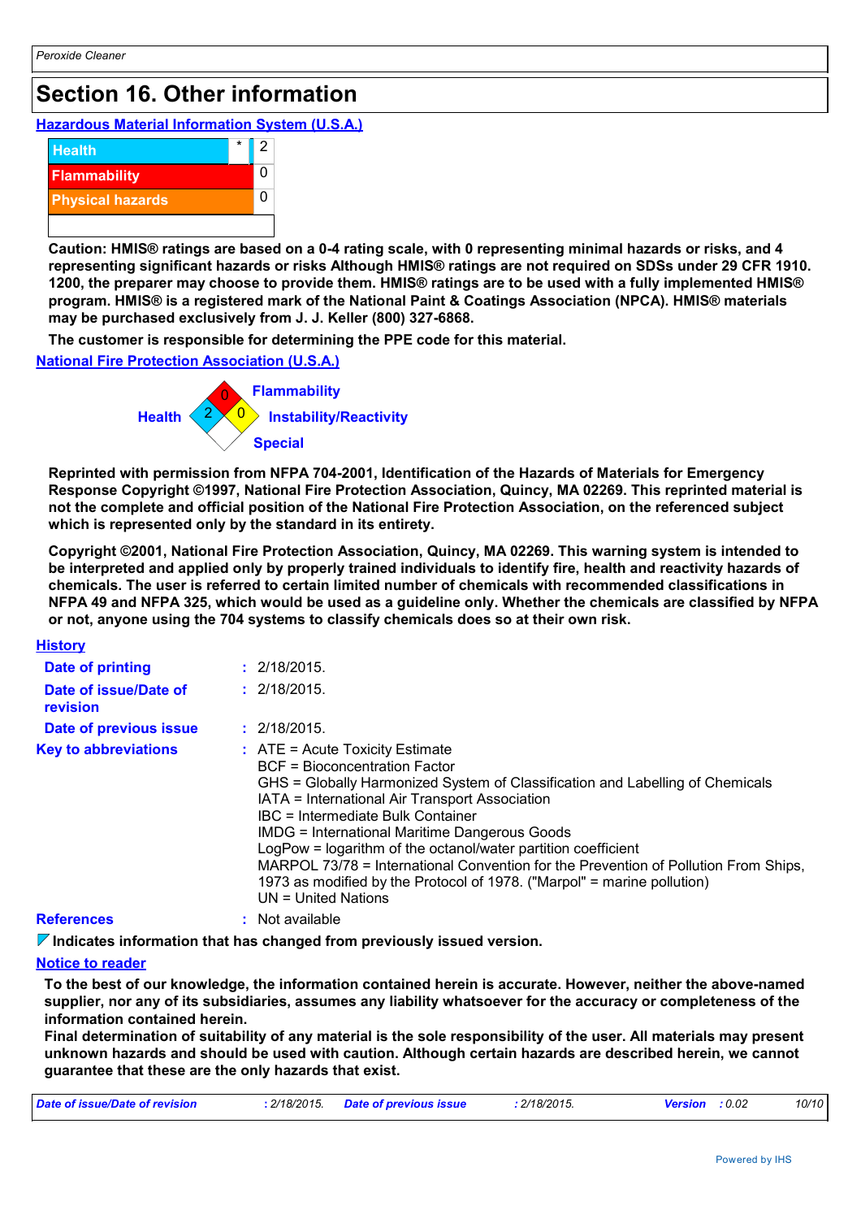# Section 16. Other information

**Hazardous Material Information System (U.S.A.)**

| | | |
|---|---|---|
| Health | * | 2 |
| Flammability | | 0 |
| Physical hazards | | 0 |

**Caution: HMIS® ratings are based on a 0-4 rating scale, with 0 representing minimal hazards or risks, and 4 representing significant hazards or risks Although HMIS® ratings are not required on SDSs under 29 CFR 1910. 1200, the preparer may choose to provide them. HMIS® ratings are to be used with a fully implemented HMIS® program. HMIS® is a registered mark of the National Paint & Coatings Association (NPCA). HMIS® materials may be purchased exclusively from J. J. Keller (800) 327-6868.**

**The customer is responsible for determining the PPE code for this material.**

**National Fire Protection Association (U.S.A.)**

Flammability: 0
Health: 2
Instability/Reactivity: 0
Special

**Reprinted with permission from NFPA 704-2001, Identification of the Hazards of Materials for Emergency Response Copyright ©1997, National Fire Protection Association, Quincy, MA 02269. This reprinted material is not the complete and official position of the National Fire Protection Association, on the referenced subject which is represented only by the standard in its entirety.**

**Copyright ©2001, National Fire Protection Association, Quincy, MA 02269. This warning system is intended to be interpreted and applied only by properly trained individuals to identify fire, health and reactivity hazards of chemicals. The user is referred to certain limited number of chemicals with recommended classifications in NFPA 49 and NFPA 325, which would be used as a guideline only. Whether the chemicals are classified by NFPA or not, anyone using the 704 systems to classify chemicals does so at their own risk.**

**History**

**Date of printing** : 2/18/2015.

**Date of issue/Date of revision** : 2/18/2015.

**Date of previous issue** : 2/18/2015.

**Key to abbreviations** :
ATE = Acute Toxicity Estimate
BCF = Bioconcentration Factor
GHS = Globally Harmonized System of Classification and Labelling of Chemicals
IATA = International Air Transport Association
IBC = Intermediate Bulk Container
IMDG = International Maritime Dangerous Goods
LogPow = logarithm of the octanol/water partition coefficient
MARPOL 73/78 = International Convention for the Prevention of Pollution From Ships, 1973 as modified by the Protocol of 1978. ("Marpol" = marine pollution)
UN = United Nations

**References** : Not available

**Indicates information that has changed from previously issued version.**

**Notice to reader**

**To the best of our knowledge, the information contained herein is accurate. However, neither the above-named supplier, nor any of its subsidiaries, assumes any liability whatsoever for the accuracy or completeness of the information contained herein.**
**Final determination of suitability of any material is the sole responsibility of the user. All materials may present unknown hazards and should be used with caution. Although certain hazards are described herein, we cannot guarantee that these are the only hazards that exist.**